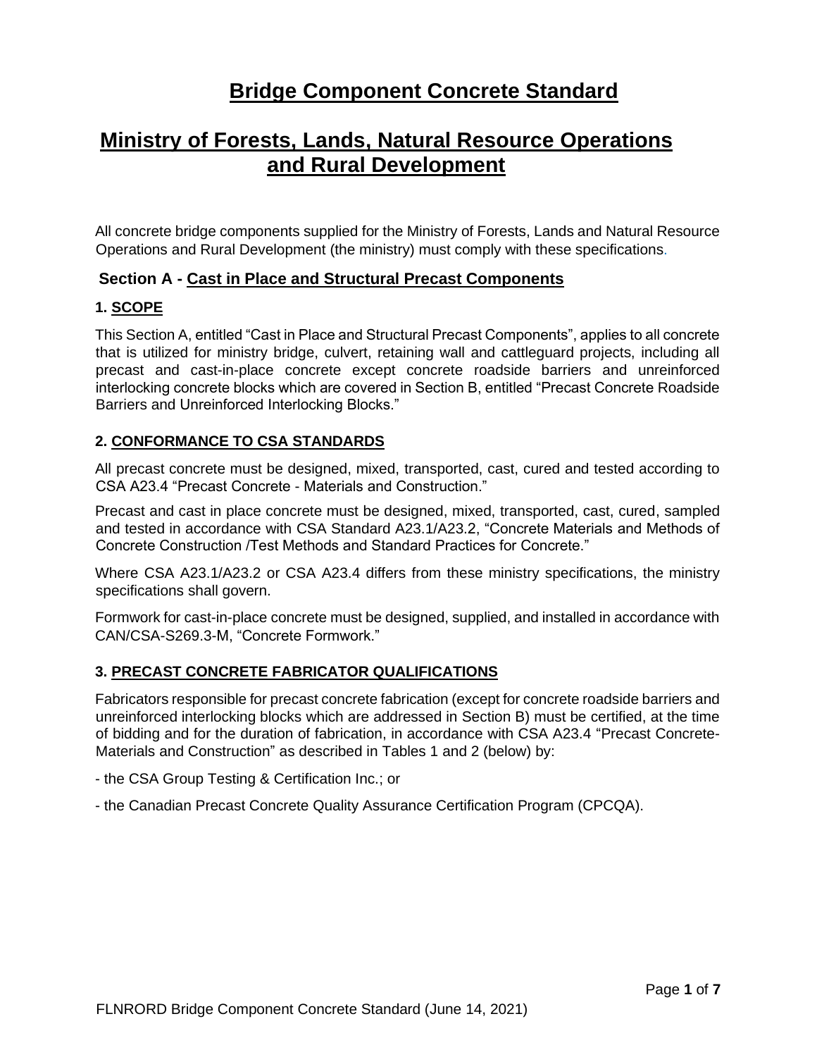# Bridge Component Concrete Standard

# Ministry of Forests, Lands, Natural Resource Operations and Rural Development

All concrete bridge components supplied for the Ministry of Forests, Lands and Natural Resource Operations and Rural Development (the ministry) must comply with these specifications.

## Section A - Cast in Place and Structural Precast Components

### 1. SCOPE

This Section A, entitled "Cast in Place and Structural Precast Components", applies to all concrete that is utilized for ministry bridge, culvert, retaining wall and cattleguard projects, including all precast and cast-in-place concrete except concrete roadside barriers and unreinforced interlocking concrete blocks which are covered in Section B, entitled "Precast Concrete Roadside Barriers and Unreinforced Interlocking Blocks."

### 2. CONFORMANCE TO CSA STANDARDS

All precast concrete must be designed, mixed, transported, cast, cured and tested according to CSA A23.4 "Precast Concrete - Materials and Construction."

Precast and cast in place concrete must be designed, mixed, transported, cast, cured, sampled and tested in accordance with CSA Standard A23.1/A23.2, "Concrete Materials and Methods of Concrete Construction /Test Methods and Standard Practices for Concrete."

Where CSA A23.1/A23.2 or CSA A23.4 differs from these ministry specifications, the ministry specifications shall govern.

Formwork for cast-in-place concrete must be designed, supplied, and installed in accordance with CAN/CSA-S269.3-M, "Concrete Formwork."

### 3. PRECAST CONCRETE FABRICATOR QUALIFICATIONS

Fabricators responsible for precast concrete fabrication (except for concrete roadside barriers and unreinforced interlocking blocks which are addressed in Section B) must be certified, at the time of bidding and for the duration of fabrication, in accordance with CSA A23.4 "Precast Concrete-Materials and Construction" as described in Tables 1 and 2 (below) by:

- the CSA Group Testing & Certification Inc.; or

- the Canadian Precast Concrete Quality Assurance Certification Program (CPCQA).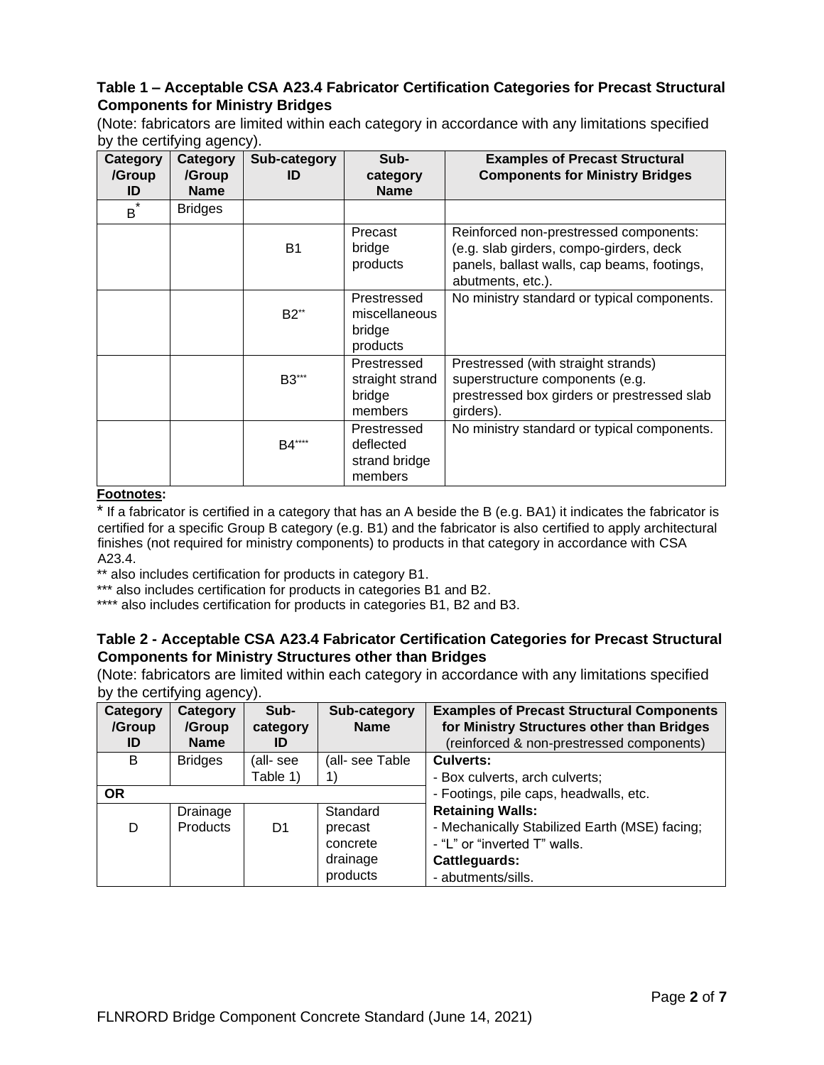### Table 1 – Acceptable CSA A23.4 Fabricator Certification Categories for Precast Structural Components for Ministry Bridges

(Note: fabricators are limited within each category in accordance with any limitations specified by the certifying agency).

| Category /Group ID | Category /Group Name | Sub-category ID | Sub-category Name | Examples of Precast Structural Components for Ministry Bridges |
|---|---|---|---|---|
| B* | Bridges | | | |
| | | B1 | Precast bridge products | Reinforced non-prestressed components: (e.g. slab girders, compo-girders, deck panels, ballast walls, cap beams, footings, abutments, etc.). |
| | | B2** | Prestressed miscellaneous bridge products | No ministry standard or typical components. |
| | | B3*** | Prestressed straight strand bridge members | Prestressed (with straight strands) superstructure components (e.g. prestressed box girders or prestressed slab girders). |
| | | B4**** | Prestressed deflected strand bridge members | No ministry standard or typical components. |

**Footnotes:**

* If a fabricator is certified in a category that has an A beside the B (e.g. BA1) it indicates the fabricator is certified for a specific Group B category (e.g. B1) and the fabricator is also certified to apply architectural finishes (not required for ministry components) to products in that category in accordance with CSA A23.4.

** also includes certification for products in category B1.

*** also includes certification for products in categories B1 and B2.

**** also includes certification for products in categories B1, B2 and B3.

### Table 2 - Acceptable CSA A23.4 Fabricator Certification Categories for Precast Structural Components for Ministry Structures other than Bridges

(Note: fabricators are limited within each category in accordance with any limitations specified by the certifying agency).

| Category /Group ID | Category /Group Name | Sub-category ID | Sub-category Name | Examples of Precast Structural Components for Ministry Structures other than Bridges (reinforced & non-prestressed components) |
|---|---|---|---|---|
| B | Bridges | (all- see Table 1) | (all- see Table 1) | **Culverts:**<br>- Box culverts, arch culverts;<br>- Footings, pile caps, headwalls, etc.<br>**Retaining Walls:**<br>- Mechanically Stabilized Earth (MSE) facing;<br>- "L" or "inverted T" walls.<br>**Cattleguards:**<br>- abutments/sills. |
| **OR** | | | | |
| D | Drainage Products | D1 | Standard precast concrete drainage products | |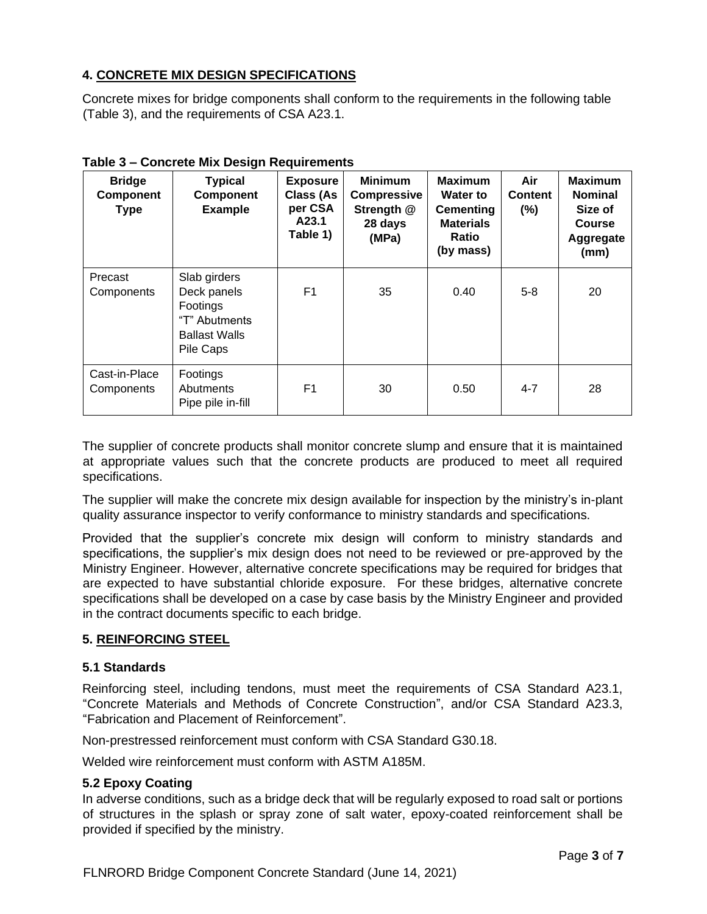## 4. CONCRETE MIX DESIGN SPECIFICATIONS

Concrete mixes for bridge components shall conform to the requirements in the following table (Table 3), and the requirements of CSA A23.1.

**Table 3 – Concrete Mix Design Requirements**

| Bridge Component Type | Typical Component Example | Exposure Class (As per CSA A23.1 Table 1) | Minimum Compressive Strength @ 28 days (MPa) | Maximum Water to Cementing Materials Ratio (by mass) | Air Content (%) | Maximum Nominal Size of Course Aggregate (mm) |
|---|---|---|---|---|---|---|
| Precast Components | Slab girders<br>Deck panels<br>Footings<br>"T" Abutments<br>Ballast Walls<br>Pile Caps | F1 | 35 | 0.40 | 5-8 | 20 |
| Cast-in-Place Components | Footings<br>Abutments<br>Pipe pile in-fill | F1 | 30 | 0.50 | 4-7 | 28 |

The supplier of concrete products shall monitor concrete slump and ensure that it is maintained at appropriate values such that the concrete products are produced to meet all required specifications.

The supplier will make the concrete mix design available for inspection by the ministry's in-plant quality assurance inspector to verify conformance to ministry standards and specifications.

Provided that the supplier's concrete mix design will conform to ministry standards and specifications, the supplier's mix design does not need to be reviewed or pre-approved by the Ministry Engineer. However, alternative concrete specifications may be required for bridges that are expected to have substantial chloride exposure. For these bridges, alternative concrete specifications shall be developed on a case by case basis by the Ministry Engineer and provided in the contract documents specific to each bridge.

## 5. REINFORCING STEEL

### 5.1 Standards

Reinforcing steel, including tendons, must meet the requirements of CSA Standard A23.1, "Concrete Materials and Methods of Concrete Construction", and/or CSA Standard A23.3, "Fabrication and Placement of Reinforcement".

Non-prestressed reinforcement must conform with CSA Standard G30.18.

Welded wire reinforcement must conform with ASTM A185M.

### 5.2 Epoxy Coating

In adverse conditions, such as a bridge deck that will be regularly exposed to road salt or portions of structures in the splash or spray zone of salt water, epoxy-coated reinforcement shall be provided if specified by the ministry.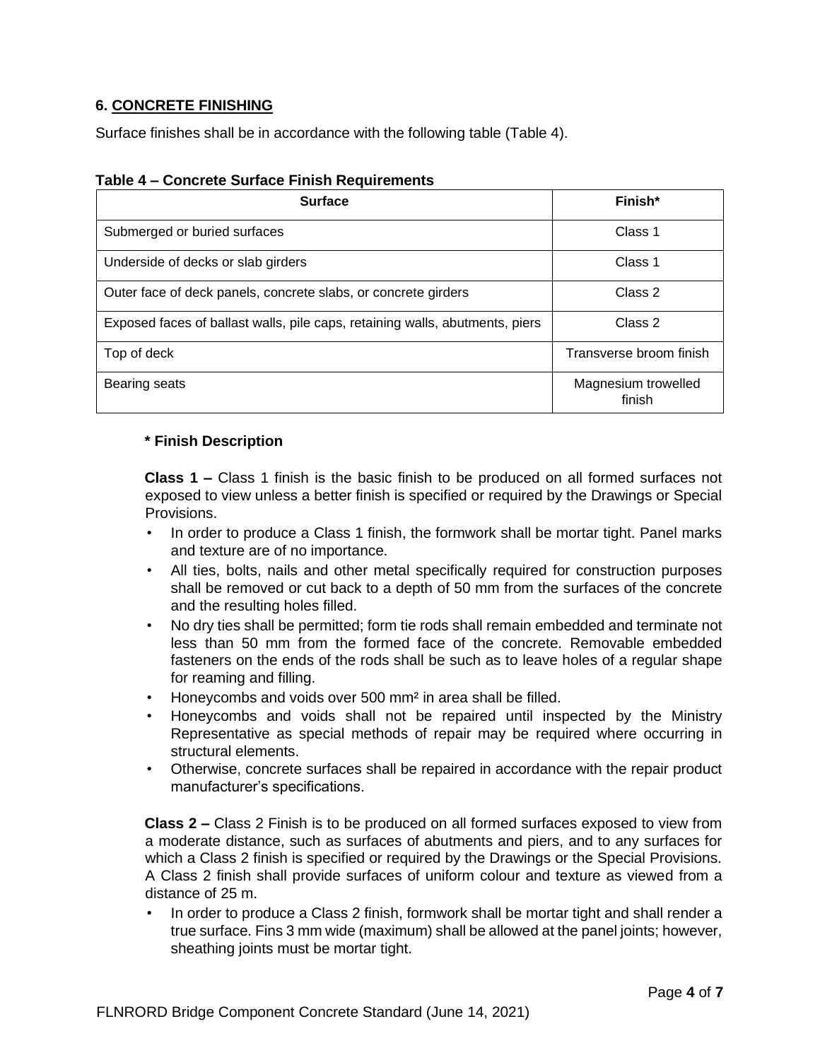## 6. CONCRETE FINISHING

Surface finishes shall be in accordance with the following table (Table 4).

**Table 4 – Concrete Surface Finish Requirements**

| Surface | Finish* |
|---|---|
| Submerged or buried surfaces | Class 1 |
| Underside of decks or slab girders | Class 1 |
| Outer face of deck panels, concrete slabs, or concrete girders | Class 2 |
| Exposed faces of ballast walls, pile caps, retaining walls, abutments, piers | Class 2 |
| Top of deck | Transverse broom finish |
| Bearing seats | Magnesium trowelled finish |

**\* Finish Description**

**Class 1 –** Class 1 finish is the basic finish to be produced on all formed surfaces not exposed to view unless a better finish is specified or required by the Drawings or Special Provisions.

- In order to produce a Class 1 finish, the formwork shall be mortar tight. Panel marks and texture are of no importance.
- All ties, bolts, nails and other metal specifically required for construction purposes shall be removed or cut back to a depth of 50 mm from the surfaces of the concrete and the resulting holes filled.
- No dry ties shall be permitted; form tie rods shall remain embedded and terminate not less than 50 mm from the formed face of the concrete. Removable embedded fasteners on the ends of the rods shall be such as to leave holes of a regular shape for reaming and filling.
- Honeycombs and voids over 500 mm² in area shall be filled.
- Honeycombs and voids shall not be repaired until inspected by the Ministry Representative as special methods of repair may be required where occurring in structural elements.
- Otherwise, concrete surfaces shall be repaired in accordance with the repair product manufacturer's specifications.

**Class 2 –** Class 2 Finish is to be produced on all formed surfaces exposed to view from a moderate distance, such as surfaces of abutments and piers, and to any surfaces for which a Class 2 finish is specified or required by the Drawings or the Special Provisions. A Class 2 finish shall provide surfaces of uniform colour and texture as viewed from a distance of 25 m.

- In order to produce a Class 2 finish, formwork shall be mortar tight and shall render a true surface. Fins 3 mm wide (maximum) shall be allowed at the panel joints; however, sheathing joints must be mortar tight.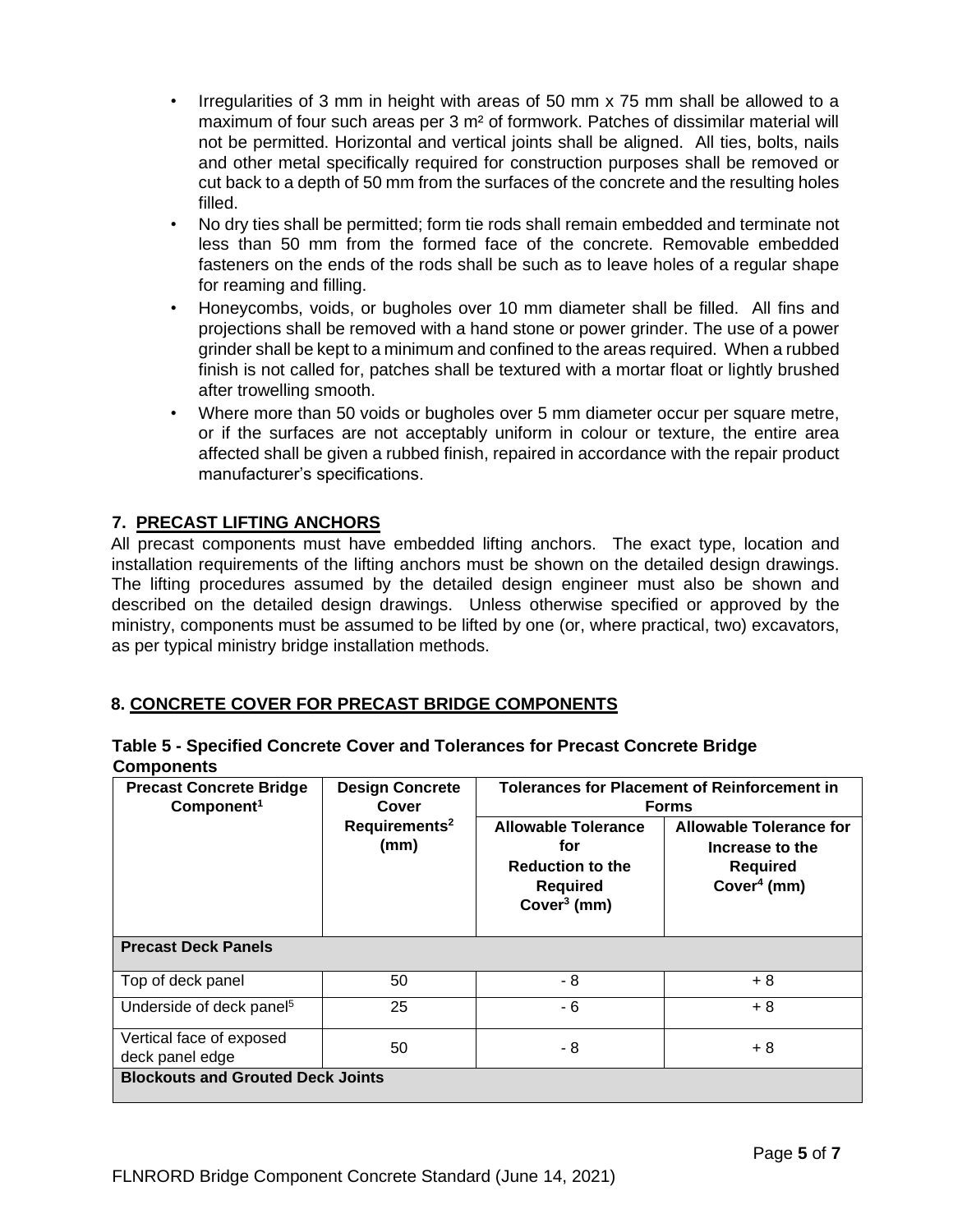- Irregularities of 3 mm in height with areas of 50 mm x 75 mm shall be allowed to a maximum of four such areas per 3 m² of formwork. Patches of dissimilar material will not be permitted. Horizontal and vertical joints shall be aligned. All ties, bolts, nails and other metal specifically required for construction purposes shall be removed or cut back to a depth of 50 mm from the surfaces of the concrete and the resulting holes filled.
- No dry ties shall be permitted; form tie rods shall remain embedded and terminate not less than 50 mm from the formed face of the concrete. Removable embedded fasteners on the ends of the rods shall be such as to leave holes of a regular shape for reaming and filling.
- Honeycombs, voids, or bugholes over 10 mm diameter shall be filled. All fins and projections shall be removed with a hand stone or power grinder. The use of a power grinder shall be kept to a minimum and confined to the areas required. When a rubbed finish is not called for, patches shall be textured with a mortar float or lightly brushed after trowelling smooth.
- Where more than 50 voids or bugholes over 5 mm diameter occur per square metre, or if the surfaces are not acceptably uniform in colour or texture, the entire area affected shall be given a rubbed finish, repaired in accordance with the repair product manufacturer's specifications.

## 7. PRECAST LIFTING ANCHORS

All precast components must have embedded lifting anchors. The exact type, location and installation requirements of the lifting anchors must be shown on the detailed design drawings. The lifting procedures assumed by the detailed design engineer must also be shown and described on the detailed design drawings. Unless otherwise specified or approved by the ministry, components must be assumed to be lifted by one (or, where practical, two) excavators, as per typical ministry bridge installation methods.

## 8. CONCRETE COVER FOR PRECAST BRIDGE COMPONENTS

**Table 5 - Specified Concrete Cover and Tolerances for Precast Concrete Bridge Components**

| Precast Concrete Bridge Component[1] | Design Concrete Cover Requirements[2] (mm) | Tolerances for Placement of Reinforcement in Forms | |
|---|---|---|---|
| | | Allowable Tolerance for Reduction to the Required Cover[3] (mm) | Allowable Tolerance for Increase to the Required Cover[4] (mm) |
| **Precast Deck Panels** | | | |
| Top of deck panel | 50 | - 8 | + 8 |
| Underside of deck panel[5] | 25 | - 6 | + 8 |
| Vertical face of exposed deck panel edge | 50 | - 8 | + 8 |
| **Blockouts and Grouted Deck Joints** | | | |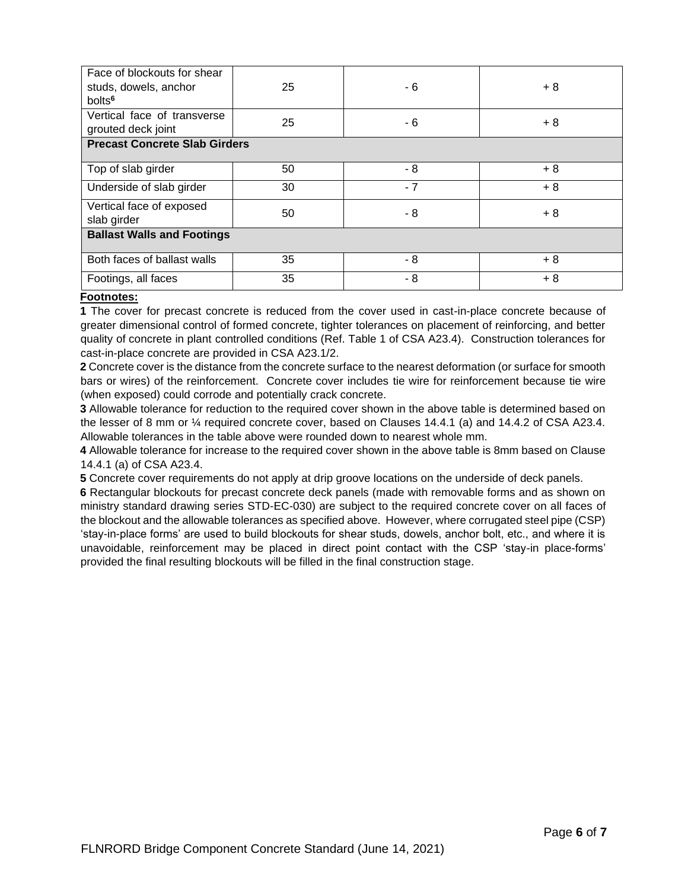| | | | |
|---|---|---|---|
| Face of blockouts for shear studs, dowels, anchor bolts[6] | 25 | - 6 | + 8 |
| Vertical face of transverse grouted deck joint | 25 | - 6 | + 8 |
| **Precast Concrete Slab Girders** | | | |
| Top of slab girder | 50 | - 8 | + 8 |
| Underside of slab girder | 30 | - 7 | + 8 |
| Vertical face of exposed slab girder | 50 | - 8 | + 8 |
| **Ballast Walls and Footings** | | | |
| Both faces of ballast walls | 35 | - 8 | + 8 |
| Footings, all faces | 35 | - 8 | + 8 |

**Footnotes:**

**1** The cover for precast concrete is reduced from the cover used in cast-in-place concrete because of greater dimensional control of formed concrete, tighter tolerances on placement of reinforcing, and better quality of concrete in plant controlled conditions (Ref. Table 1 of CSA A23.4). Construction tolerances for cast-in-place concrete are provided in CSA A23.1/2.

**2** Concrete cover is the distance from the concrete surface to the nearest deformation (or surface for smooth bars or wires) of the reinforcement. Concrete cover includes tie wire for reinforcement because tie wire (when exposed) could corrode and potentially crack concrete.

**3** Allowable tolerance for reduction to the required cover shown in the above table is determined based on the lesser of 8 mm or ¼ required concrete cover, based on Clauses 14.4.1 (a) and 14.4.2 of CSA A23.4. Allowable tolerances in the table above were rounded down to nearest whole mm.

**4** Allowable tolerance for increase to the required cover shown in the above table is 8mm based on Clause 14.4.1 (a) of CSA A23.4.

**5** Concrete cover requirements do not apply at drip groove locations on the underside of deck panels.

**6** Rectangular blockouts for precast concrete deck panels (made with removable forms and as shown on ministry standard drawing series STD-EC-030) are subject to the required concrete cover on all faces of the blockout and the allowable tolerances as specified above. However, where corrugated steel pipe (CSP) 'stay-in-place forms' are used to build blockouts for shear studs, dowels, anchor bolt, etc., and where it is unavoidable, reinforcement may be placed in direct point contact with the CSP 'stay-in place-forms' provided the final resulting blockouts will be filled in the final construction stage.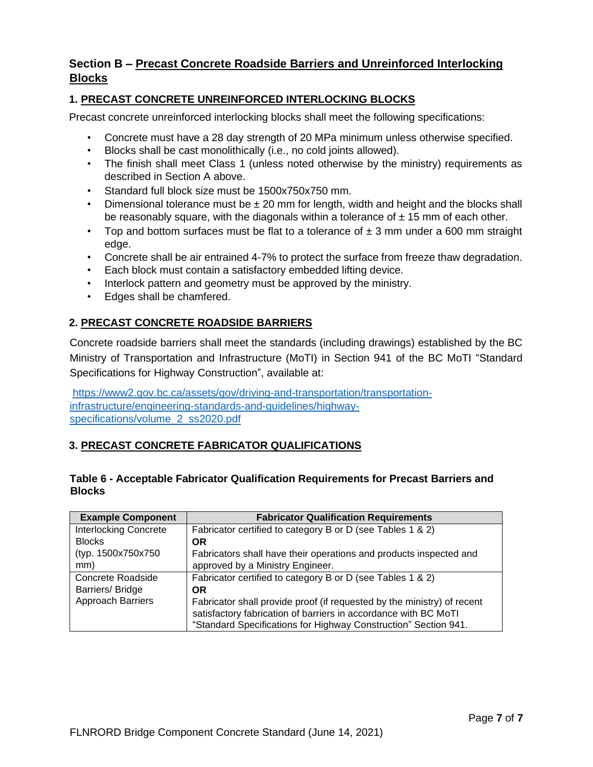## Section B – Precast Concrete Roadside Barriers and Unreinforced Interlocking Blocks

### 1. PRECAST CONCRETE UNREINFORCED INTERLOCKING BLOCKS

Precast concrete unreinforced interlocking blocks shall meet the following specifications:

- Concrete must have a 28 day strength of 20 MPa minimum unless otherwise specified.
- Blocks shall be cast monolithically (i.e., no cold joints allowed).
- The finish shall meet Class 1 (unless noted otherwise by the ministry) requirements as described in Section A above.
- Standard full block size must be 1500x750x750 mm.
- Dimensional tolerance must be ± 20 mm for length, width and height and the blocks shall be reasonably square, with the diagonals within a tolerance of ± 15 mm of each other.
- Top and bottom surfaces must be flat to a tolerance of ± 3 mm under a 600 mm straight edge.
- Concrete shall be air entrained 4-7% to protect the surface from freeze thaw degradation.
- Each block must contain a satisfactory embedded lifting device.
- Interlock pattern and geometry must be approved by the ministry.
- Edges shall be chamfered.

### 2. PRECAST CONCRETE ROADSIDE BARRIERS

Concrete roadside barriers shall meet the standards (including drawings) established by the BC Ministry of Transportation and Infrastructure (MoTI) in Section 941 of the BC MoTI "Standard Specifications for Highway Construction", available at:

https://www2.gov.bc.ca/assets/gov/driving-and-transportation/transportation-infrastructure/engineering-standards-and-guidelines/highway-specifications/volume_2_ss2020.pdf

### 3. PRECAST CONCRETE FABRICATOR QUALIFICATIONS

**Table 6 - Acceptable Fabricator Qualification Requirements for Precast Barriers and Blocks**

| Example Component | Fabricator Qualification Requirements |
|---|---|
| Interlocking Concrete Blocks (typ. 1500x750x750 mm) | Fabricator certified to category B or D (see Tables 1 & 2) **OR** Fabricators shall have their operations and products inspected and approved by a Ministry Engineer. |
| Concrete Roadside Barriers/ Bridge Approach Barriers | Fabricator certified to category B or D (see Tables 1 & 2) **OR** Fabricator shall provide proof (if requested by the ministry) of recent satisfactory fabrication of barriers in accordance with BC MoTI "Standard Specifications for Highway Construction" Section 941. |